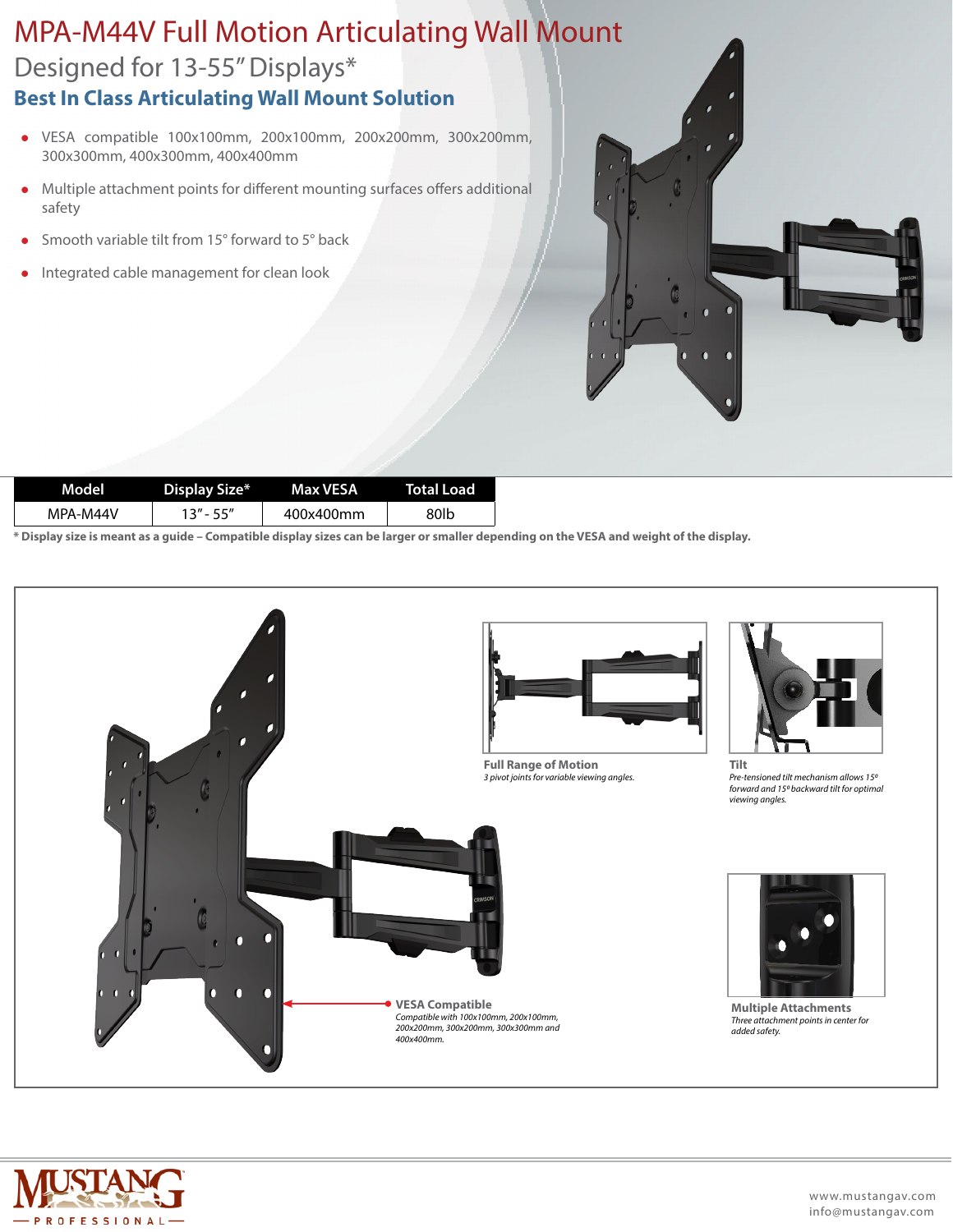# MPA-M44V Full Motion Articulating Wall Mount

## Designed for 13-55" Displays*

### Best In Class Articulating Wall Mount Solution

- VESA compatible 100x100mm, 200x100mm, 200x200mm, 300x200mm, 300x300mm, 400x300mm, 400x400mm
- Multiple attachment points for different mounting surfaces offers additional safety
- Smooth variable tilt from 15° forward to 5° back
- Integrated cable management for clean look

| Model | Display Size* | Max VESA | Total Load |
| --- | --- | --- | --- |
| MPA-M44V | 13" - 55" | 400x400mm | 80lb |

**\* Display size is meant as a guide – Compatible display sizes can be larger or smaller depending on the VESA and weight of the display.**

**Full Range of Motion**
*3 pivot joints for variable viewing angles.*

**Tilt**
*Pre-tensioned tilt mechanism allows 15º forward and 15º backward tilt for optimal viewing angles.*

**VESA Compatible**
*Compatible with 100x100mm, 200x100mm, 200x200mm, 300x200mm, 300x300mm and 400x400mm.*

**Multiple Attachments**
*Three attachment points in center for added safety.*

MUSTANG PROFESSIONAL

www.mustangav.com
info@mustangav.com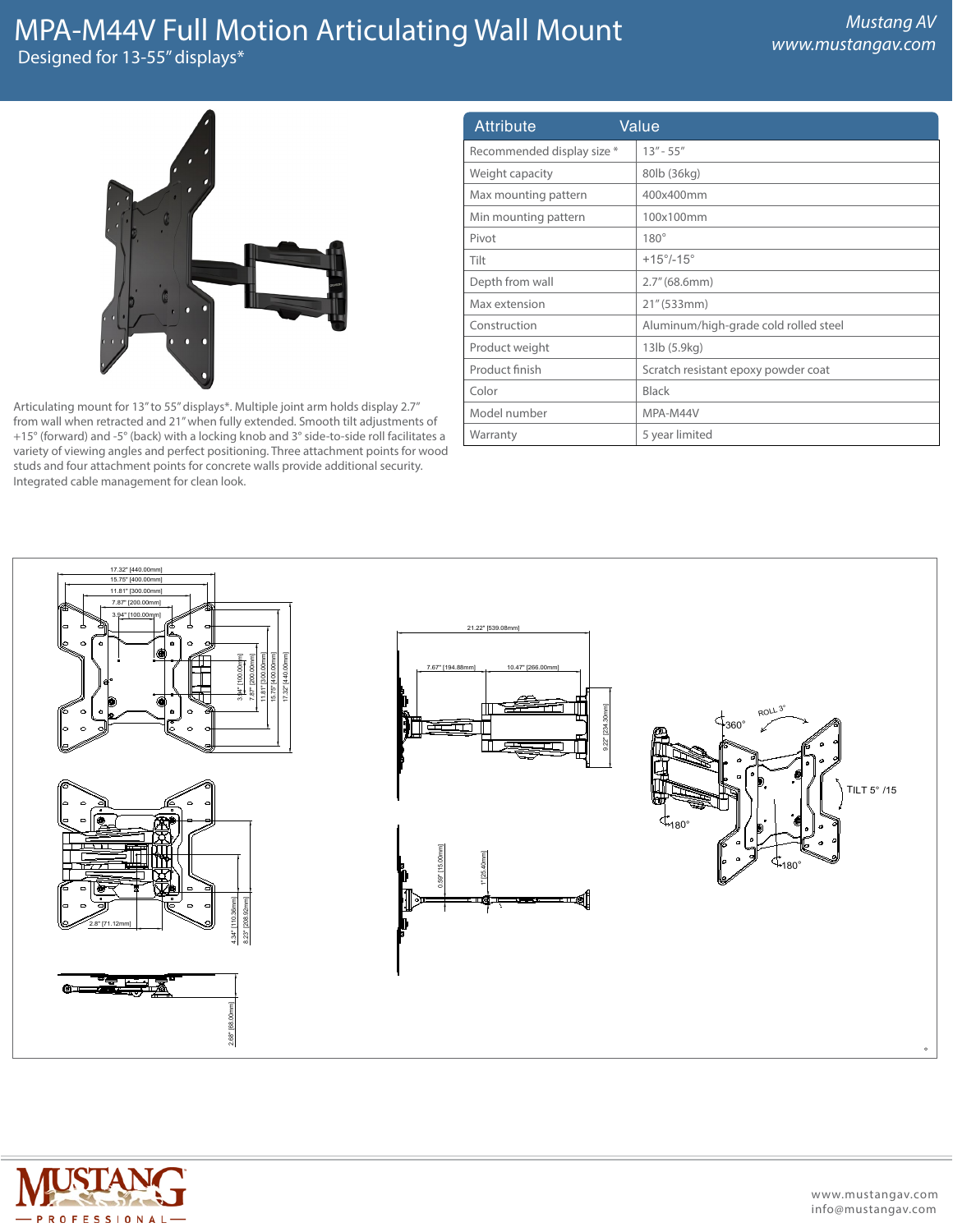# MPA-M44V Full Motion Articulating Wall Mount

Designed for 13-55″ displays*

*Mustang AV*
*www.mustangav.com*

Articulating mount for 13″ to 55″ displays*. Multiple joint arm holds display 2.7″ from wall when retracted and 21″ when fully extended. Smooth tilt adjustments of +15° (forward) and -5° (back) with a locking knob and 3° side-to-side roll facilitates a variety of viewing angles and perfect positioning. Three attachment points for wood studs and four attachment points for concrete walls provide additional security. Integrated cable management for clean look.

| Attribute | Value |
|---|---|
| Recommended display size * | 13″ - 55″ |
| Weight capacity | 80lb (36kg) |
| Max mounting pattern | 400x400mm |
| Min mounting pattern | 100x100mm |
| Pivot | 180° |
| Tilt | +15°/-15° |
| Depth from wall | 2.7″ (68.6mm) |
| Max extension | 21″ (533mm) |
| Construction | Aluminum/high-grade cold rolled steel |
| Product weight | 13lb (5.9kg) |
| Product finish | Scratch resistant epoxy powder coat |
| Color | Black |
| Model number | MPA-M44V |
| Warranty | 5 year limited |

17.32" [440.00mm]
15.75" [400.00mm]
11.81" [300.00mm]
7.87" [200.00mm]
3.94" [100.00mm]

2.8" [71.12mm]
4.34" [110.36mm]
8.23" [208.92mm]
2.68" [68.00mm]

21.22" [539.08mm]
7.67" [194.88mm]
10.47" [266.00mm]
9.22" [234.30mm]
0.59" [15.00mm]
1" [25.40mm]

ROLL 3°
360°
TILT 5° /15
180°
180°

MUSTANG PROFESSIONAL

www.mustangav.com
info@mustangav.com